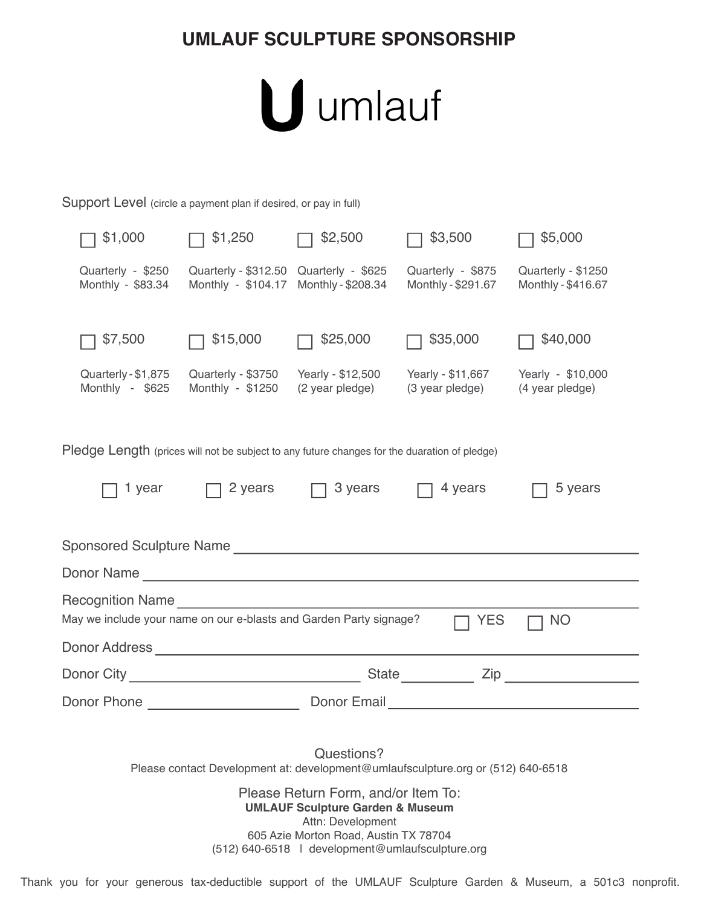# UMLAUF SCULPTURE SPONSORSHIP

umlauf

Support Level (circle a payment plan if desired, or pay in full)

| ☐ $1,000 | ☐ $1,250 | ☐ $2,500 | ☐ $3,500 | ☐ $5,000 |
|---|---|---|---|---|
| Quarterly - $250<br>Monthly - $83.34 | Quarterly - $312.50<br>Monthly - $104.17 | Quarterly - $625<br>Monthly - $208.34 | Quarterly - $875<br>Monthly - $291.67 | Quarterly - $1250<br>Monthly - $416.67 |
| ☐ $7,500 | ☐ $15,000 | ☐ $25,000 | ☐ $35,000 | ☐ $40,000 |
| Quarterly - $1,875<br>Monthly - $625 | Quarterly - $3750<br>Monthly - $1250 | Yearly - $12,500<br>(2 year pledge) | Yearly - $11,667<br>(3 year pledge) | Yearly - $10,000<br>(4 year pledge) |

Pledge Length (prices will not be subject to any future changes for the duaration of pledge)

☐ 1 year ☐ 2 years ☐ 3 years ☐ 4 years ☐ 5 years

Sponsored Sculpture Name ______________________________

Donor Name ______________________________

Recognition Name ______________________________

May we include your name on our e-blasts and Garden Party signage? ☐ YES ☐ NO

Donor Address ______________________________

Donor City ______________ State ________ Zip ____________

Donor Phone ______________ Donor Email ______________

Questions?
Please contact Development at: development@umlaufsculpture.org or (512) 640-6518

Please Return Form, and/or Item To:
**UMLAUF Sculpture Garden & Museum**
Attn: Development
605 Azie Morton Road, Austin TX 78704
(512) 640-6518 l development@umlaufsculpture.org

Thank you for your generous tax-deductible support of the UMLAUF Sculpture Garden & Museum, a 501c3 nonprofit.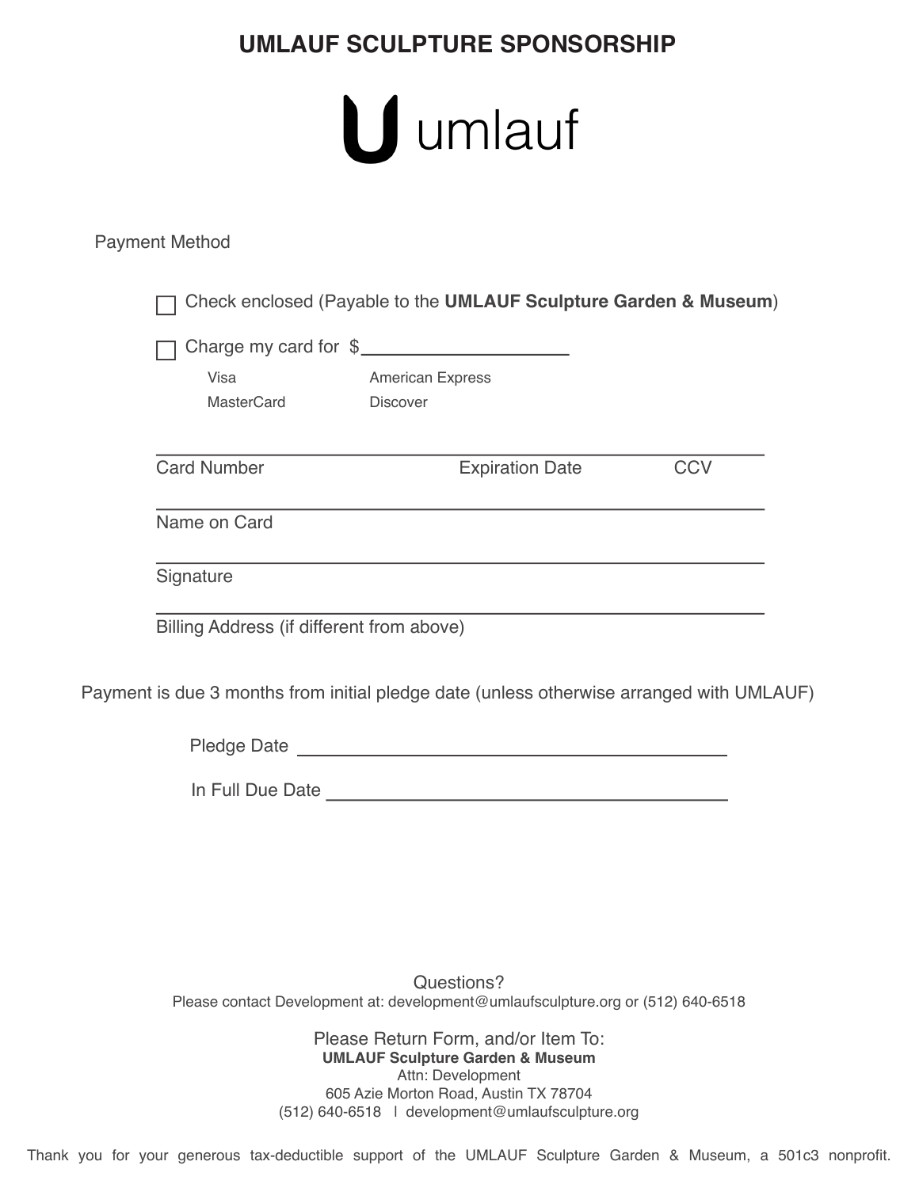# UMLAUF SCULPTURE SPONSORSHIP

umlauf

Payment Method

- [ ] Check enclosed (Payable to the **UMLAUF Sculpture Garden & Museum**)
- [ ] Charge my card for $____________________

| | |
|---|---|
| Visa | American Express |
| MasterCard | Discover |

_______________________________________________
Card Number                Expiration Date        CCV

_______________________________________________
Name on Card

_______________________________________________
Signature

_______________________________________________
Billing Address (if different from above)

Payment is due 3 months from initial pledge date (unless otherwise arranged with UMLAUF)

Pledge Date ________________________________________

In Full Due Date ____________________________________

Questions?
Please contact Development at: development@umlaufsculpture.org or (512) 640-6518

Please Return Form, and/or Item To:
**UMLAUF Sculpture Garden & Museum**
Attn: Development
605 Azie Morton Road, Austin TX 78704
(512) 640-6518 | development@umlaufsculpture.org

Thank you for your generous tax-deductible support of the UMLAUF Sculpture Garden & Museum, a 501c3 nonprofit.